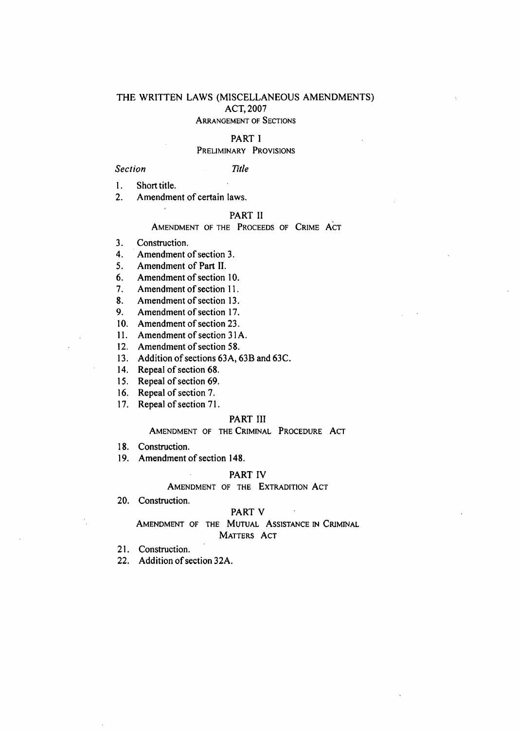# THE WRITTEN LAWS (MISCELLANEOUS AMENDMENTS) ACT, 2007

## ARRANGEMENT OF SECTIONS

### PART I

#### PRELIMINARY PROVISIONS

*Section* *Title*

1. Short title.
2. Amendment of certain laws.

### PART II

#### AMENDMENT OF THE PROCEEDS OF CRIME ACT

3. Construction.
4. Amendment of section 3.
5. Amendment of Part II.
6. Amendment of section 10.
7. Amendment of section 11.
8. Amendment of section 13.
9. Amendment of section 17.
10. Amendment of section 23.
11. Amendment of section 31A.
12. Amendment of section 58.
13. Addition of sections 63A, 63B and 63C.
14. Repeal of section 68.
15. Repeal of section 69.
16. Repeal of section 7.
17. Repeal of section 71.

### PART III

#### AMENDMENT OF THE CRIMINAL PROCEDURE ACT

18. Construction.
19. Amendment of section 148.

### PART IV

#### AMENDMENT OF THE EXTRADITION ACT

20. Construction.

### PART V

#### AMENDMENT OF THE MUTUAL ASSISTANCE IN CRIMINAL MATTERS ACT

21. Construction.
22. Addition of section 32A.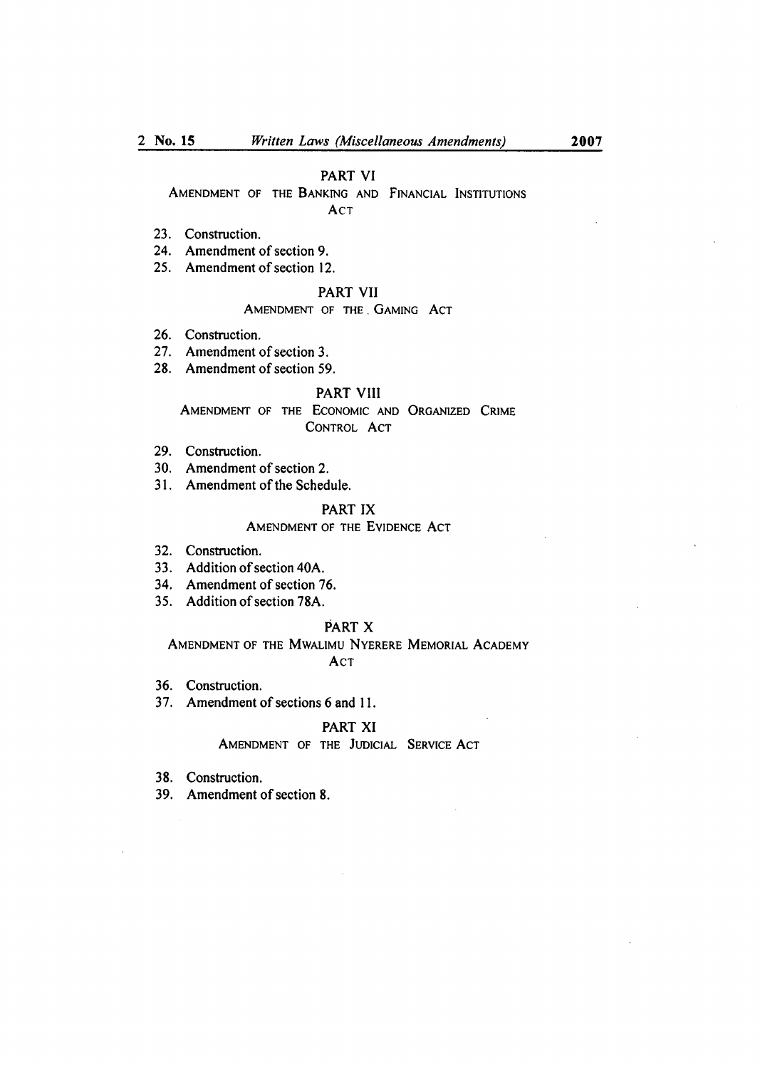## PART VI

### AMENDMENT OF THE BANKING AND FINANCIAL INSTITUTIONS ACT

23. Construction.
24. Amendment of section 9.
25. Amendment of section 12.

## PART VII

### AMENDMENT OF THE GAMING ACT

26. Construction.
27. Amendment of section 3.
28. Amendment of section 59.

## PART VIII

### AMENDMENT OF THE ECONOMIC AND ORGANIZED CRIME CONTROL ACT

29. Construction.
30. Amendment of section 2.
31. Amendment of the Schedule.

## PART IX

### AMENDMENT OF THE EVIDENCE ACT

32. Construction.
33. Addition of section 40A.
34. Amendment of section 76.
35. Addition of section 78A.

## PART X

### AMENDMENT OF THE MWALIMU NYERERE MEMORIAL ACADEMY ACT

36. Construction.
37. Amendment of sections 6 and 11.

## PART XI

### AMENDMENT OF THE JUDICIAL SERVICE ACT

38. Construction.
39. Amendment of section 8.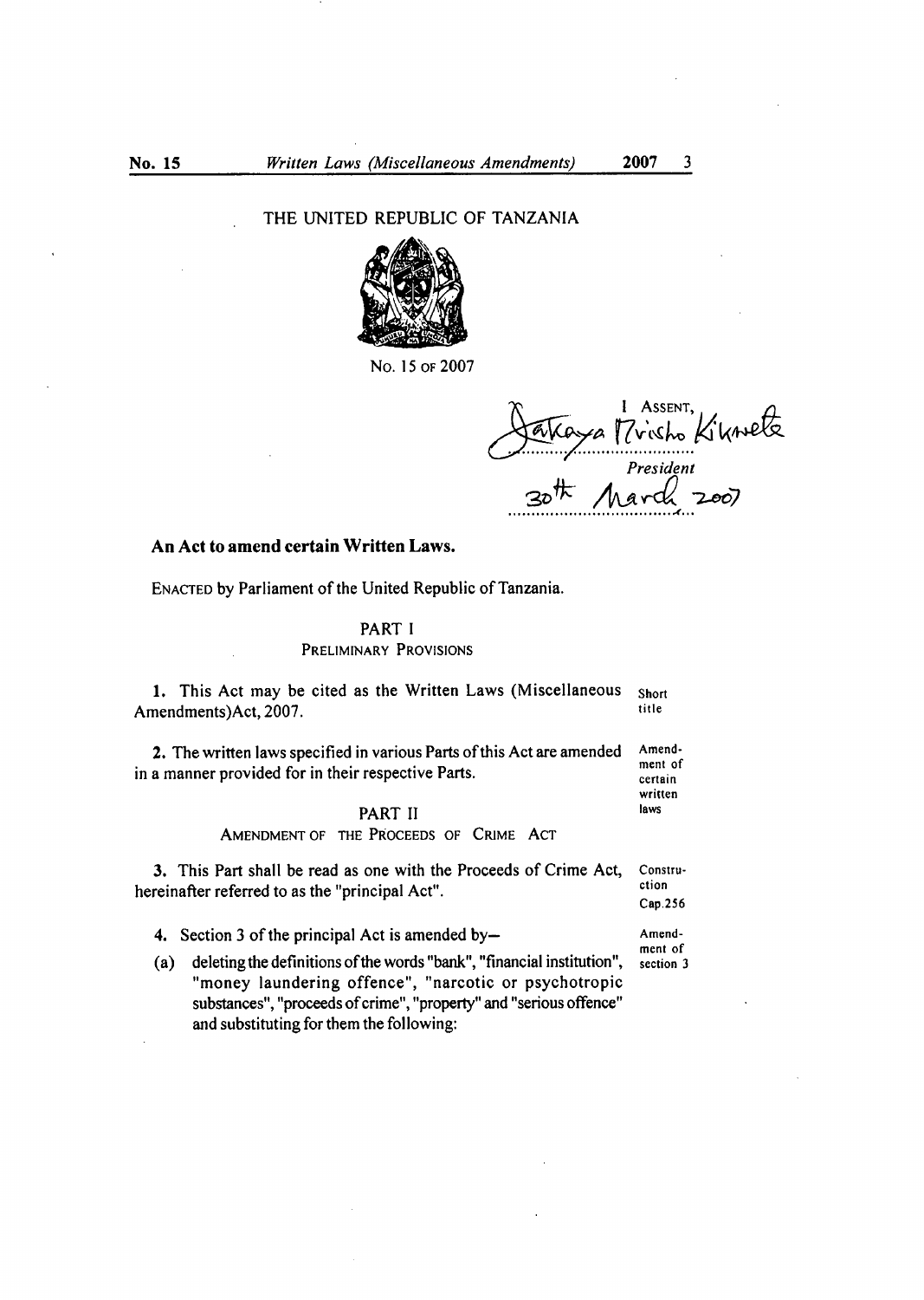THE UNITED REPUBLIC OF TANZANIA

No. 15 OF 2007

I ASSENT,

Jakaya Mrisho Kikwete

*President*

30th March 2007

**An Act to amend certain Written Laws.**

ENACTED by Parliament of the United Republic of Tanzania.

## PART I

### PRELIMINARY PROVISIONS

**1.** This Act may be cited as the Written Laws (Miscellaneous Amendments)Act, 2007. — Short title

**2.** The written laws specified in various Parts of this Act are amended in a manner provided for in their respective Parts. — Amendment of certain written laws

## PART II

### AMENDMENT OF THE PROCEEDS OF CRIME ACT

**3.** This Part shall be read as one with the Proceeds of Crime Act, hereinafter referred to as the "principal Act". — Construction Cap.256

**4.** Section 3 of the principal Act is amended by— — Amendment of section 3

(a) deleting the definitions of the words "bank", "financial institution", "money laundering offence", "narcotic or psychotropic substances", "proceeds of crime", "property" and "serious offence" and substituting for them the following: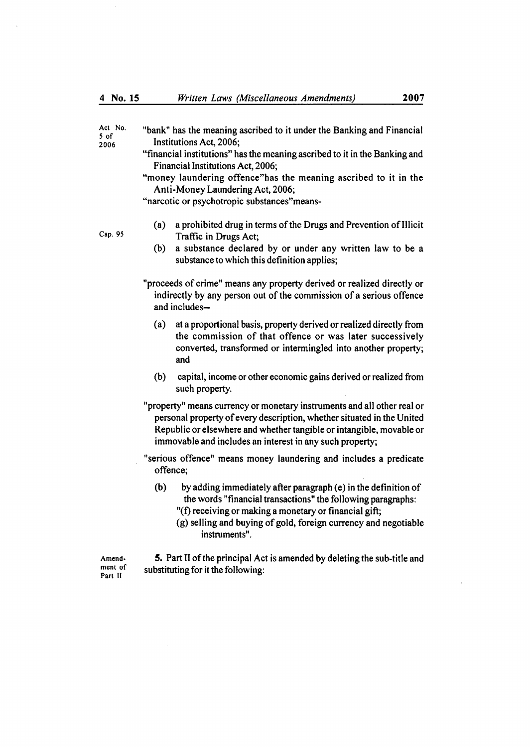Act No. 5 of 2006

"bank" has the meaning ascribed to it under the Banking and Financial Institutions Act, 2006;

"financial institutions" has the meaning ascribed to it in the Banking and Financial Institutions Act, 2006;

"money laundering offence"has the meaning ascribed to it in the Anti-Money Laundering Act, 2006;

"narcotic or psychotropic substances"means-

Cap. 95

- (a) a prohibited drug in terms of the Drugs and Prevention of Illicit Traffic in Drugs Act;
- (b) a substance declared by or under any written law to be a substance to which this definition applies;

"proceeds of crime" means any property derived or realized directly or indirectly by any person out of the commission of a serious offence and includes–

- (a) at a proportional basis, property derived or realized directly from the commission of that offence or was later successively converted, transformed or intermingled into another property; and
- (b) capital, income or other economic gains derived or realized from such property.

"property" means currency or monetary instruments and all other real or personal property of every description, whether situated in the United Republic or elsewhere and whether tangible or intangible, movable or immovable and includes an interest in any such property;

"serious offence" means money laundering and includes a predicate offence;

- (b) by adding immediately after paragraph (e) in the definition of the words "financial transactions" the following paragraphs:
  "(f) receiving or making a monetary or financial gift;
  (g) selling and buying of gold, foreign currency and negotiable instruments".

Amendment of Part II

**5.** Part II of the principal Act is amended by deleting the sub-title and substituting for it the following: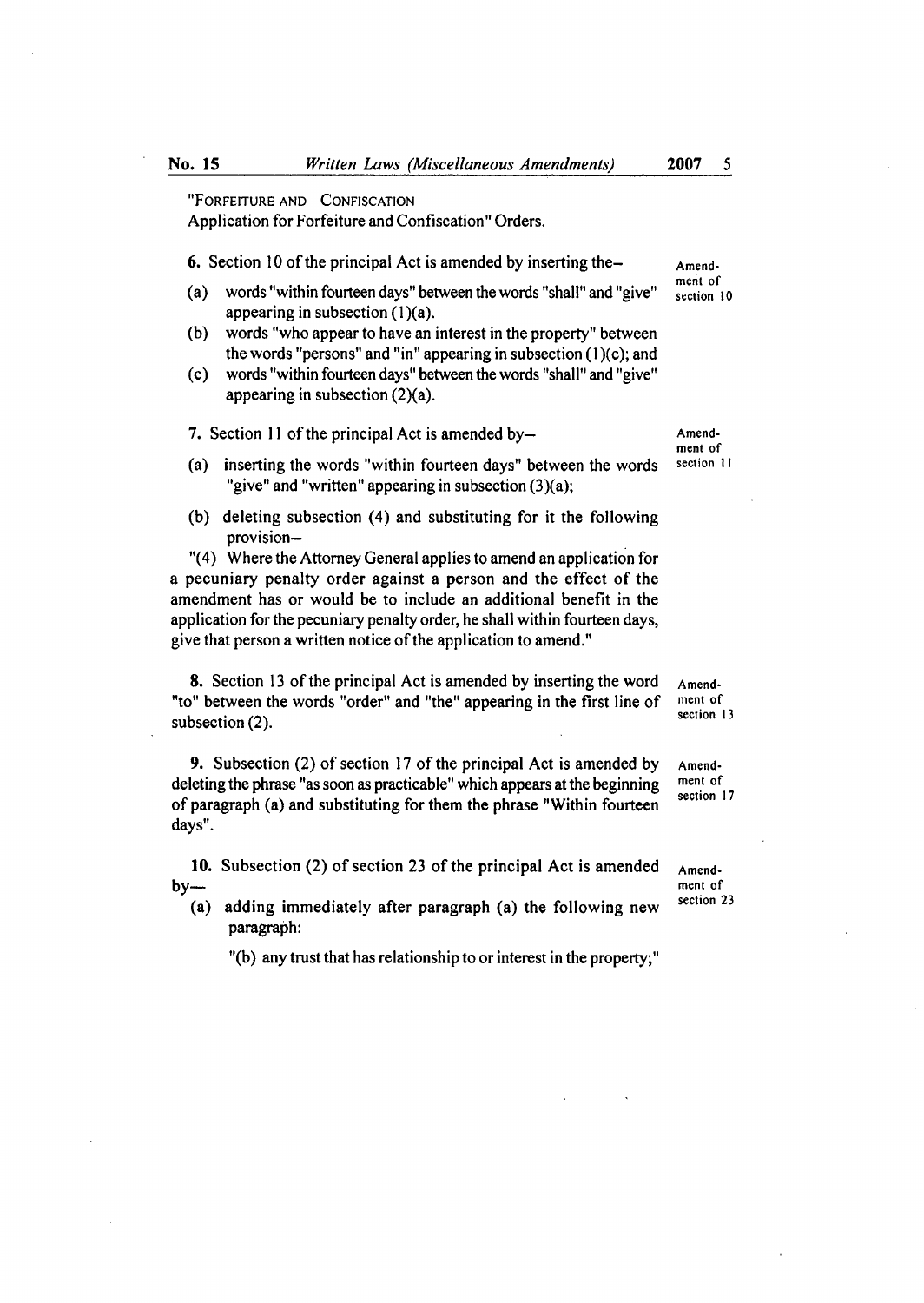"FORFEITURE AND CONFISCATION
Application for Forfeiture and Confiscation" Orders.

6. Section 10 of the principal Act is amended by inserting the–

Amendment of section 10

(a) words "within fourteen days" between the words "shall" and "give" appearing in subsection (1)(a).

(b) words "who appear to have an interest in the property" between the words "persons" and "in" appearing in subsection (1)(c); and

(c) words "within fourteen days" between the words "shall" and "give" appearing in subsection (2)(a).

7. Section 11 of the principal Act is amended by–

Amendment of section 11

(a) inserting the words "within fourteen days" between the words "give" and "written" appearing in subsection (3)(a);

(b) deleting subsection (4) and substituting for it the following provision–

"(4) Where the Attorney General applies to amend an application for a pecuniary penalty order against a person and the effect of the amendment has or would be to include an additional benefit in the application for the pecuniary penalty order, he shall within fourteen days, give that person a written notice of the application to amend."

8. Section 13 of the principal Act is amended by inserting the word "to" between the words "order" and "the" appearing in the first line of subsection (2).

Amendment of section 13

9. Subsection (2) of section 17 of the principal Act is amended by deleting the phrase "as soon as practicable" which appears at the beginning of paragraph (a) and substituting for them the phrase "Within fourteen days".

Amendment of section 17

10. Subsection (2) of section 23 of the principal Act is amended by—

Amendment of section 23

(a) adding immediately after paragraph (a) the following new paragraph:

"(b) any trust that has relationship to or interest in the property;"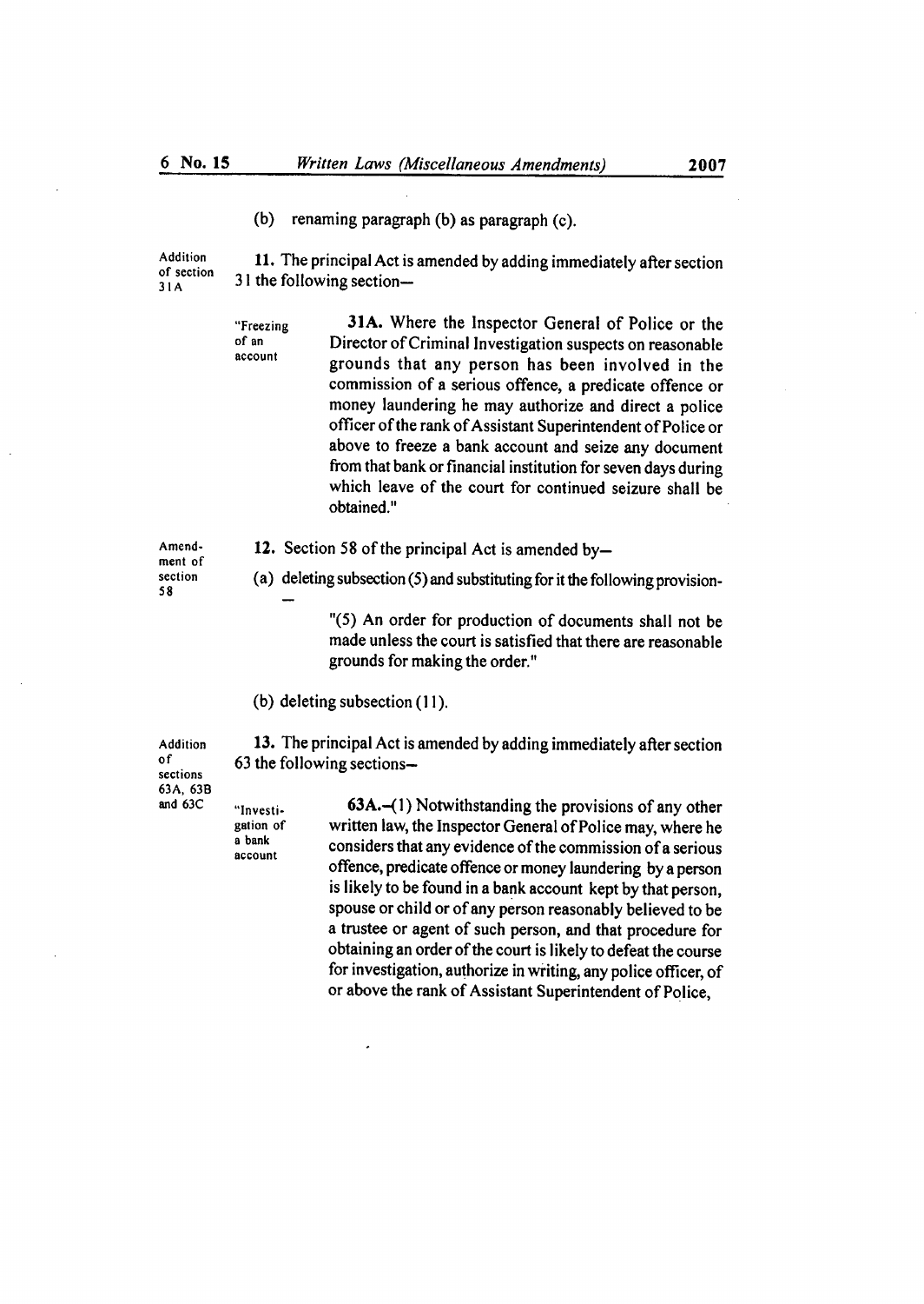(b) renaming paragraph (b) as paragraph (c).

Addition of section 31A

**11.** The principal Act is amended by adding immediately after section 31 the following section–

"Freezing of an account

**31A.** Where the Inspector General of Police or the Director of Criminal Investigation suspects on reasonable grounds that any person has been involved in the commission of a serious offence, a predicate offence or money laundering he may authorize and direct a police officer of the rank of Assistant Superintendent of Police or above to freeze a bank account and seize any document from that bank or financial institution for seven days during which leave of the court for continued seizure shall be obtained."

Amendment of section 58

**12.** Section 58 of the principal Act is amended by–

(a) deleting subsection (5) and substituting for it the following provision–

"(5) An order for production of documents shall not be made unless the court is satisfied that there are reasonable grounds for making the order."

(b) deleting subsection (11).

Addition of sections 63A, 63B and 63C

**13.** The principal Act is amended by adding immediately after section 63 the following sections–

"Investigation of a bank account

**63A.**–(1) Notwithstanding the provisions of any other written law, the Inspector General of Police may, where he considers that any evidence of the commission of a serious offence, predicate offence or money laundering by a person is likely to be found in a bank account kept by that person, spouse or child or of any person reasonably believed to be a trustee or agent of such person, and that procedure for obtaining an order of the court is likely to defeat the course for investigation, authorize in writing, any police officer, of or above the rank of Assistant Superintendent of Police,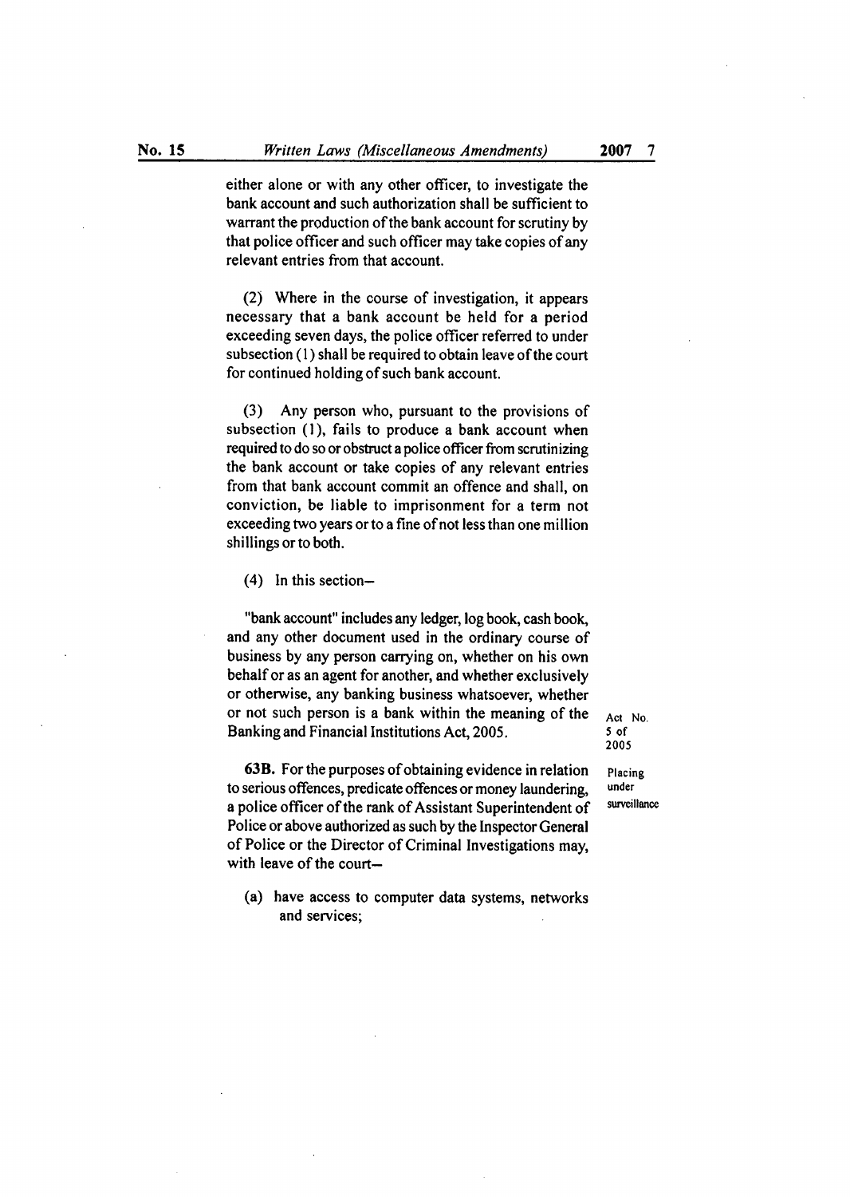either alone or with any other officer, to investigate the bank account and such authorization shall be sufficient to warrant the production of the bank account for scrutiny by that police officer and such officer may take copies of any relevant entries from that account.

(2) Where in the course of investigation, it appears necessary that a bank account be held for a period exceeding seven days, the police officer referred to under subsection (1) shall be required to obtain leave of the court for continued holding of such bank account.

(3) Any person who, pursuant to the provisions of subsection (1), fails to produce a bank account when required to do so or obstruct a police officer from scrutinizing the bank account or take copies of any relevant entries from that bank account commit an offence and shall, on conviction, be liable to imprisonment for a term not exceeding two years or to a fine of not less than one million shillings or to both.

(4) In this section–

"bank account" includes any ledger, log book, cash book, and any other document used in the ordinary course of business by any person carrying on, whether on his own behalf or as an agent for another, and whether exclusively or otherwise, any banking business whatsoever, whether or not such person is a bank within the meaning of the Banking and Financial Institutions Act, 2005.

Act No. 5 of 2005

Placing under surveillance

**63B.** For the purposes of obtaining evidence in relation to serious offences, predicate offences or money laundering, a police officer of the rank of Assistant Superintendent of Police or above authorized as such by the Inspector General of Police or the Director of Criminal Investigations may, with leave of the court–

(a) have access to computer data systems, networks and services;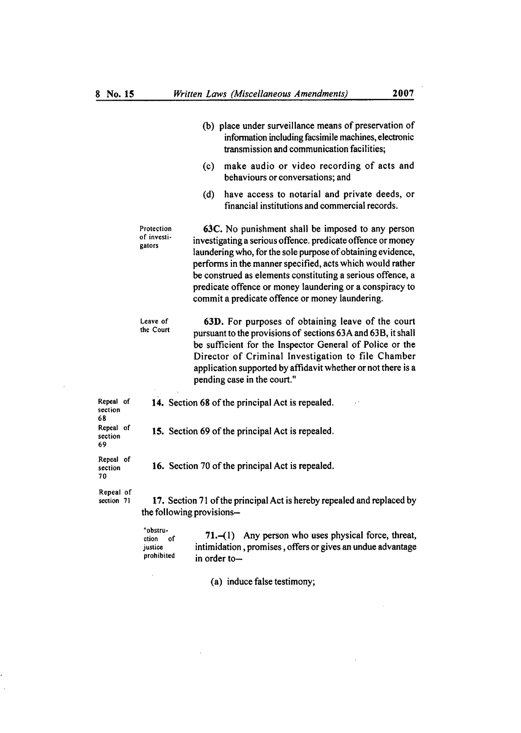(b) place under surveillance means of preservation of information including facsimile machines, electronic transmission and communication facilities;

(c) make audio or video recording of acts and behaviours or conversations; and

(d) have access to notarial and private deeds, or financial institutions and commercial records.

Protection of investigators

**63C.** No punishment shall be imposed to any person investigating a serious offence. predicate offence or money laundering who, for the sole purpose of obtaining evidence, performs in the manner specified, acts which would rather be construed as elements constituting a serious offence, a predicate offence or money laundering or a conspiracy to commit a predicate offence or money laundering.

Leave of the Court

**63D.** For purposes of obtaining leave of the court pursuant to the provisions of sections 63A and 63B, it shall be sufficient for the Inspector General of Police or the Director of Criminal Investigation to file Chamber application supported by affidavit whether or not there is a pending case in the court."

Repeal of section 68

**14.** Section 68 of the principal Act is repealed.

Repeal of section 69

**15.** Section 69 of the principal Act is repealed.

Repeal of section 70

**16.** Section 70 of the principal Act is repealed.

Repeal of section 71

**17.** Section 71 of the principal Act is hereby repealed and replaced by the following provisions–

"obstruction of justice prohibited

**71.**–(1) Any person who uses physical force, threat, intimidation , promises , offers or gives an undue advantage in order to–

(a) induce false testimony;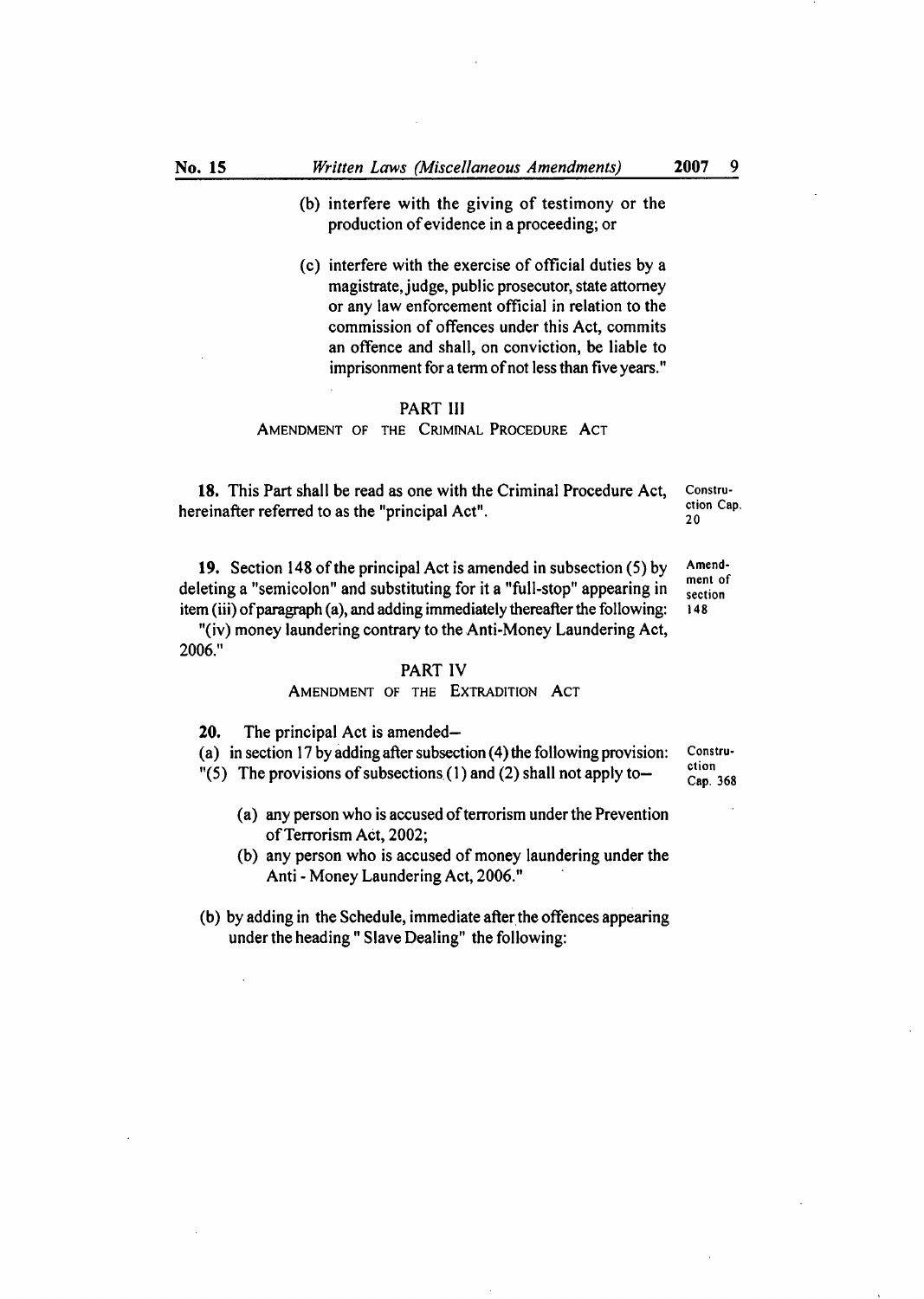(b) interfere with the giving of testimony or the production of evidence in a proceeding; or

(c) interfere with the exercise of official duties by a magistrate, judge, public prosecutor, state attorney or any law enforcement official in relation to the commission of offences under this Act, commits an offence and shall, on conviction, be liable to imprisonment for a term of not less than five years."

## PART III

### AMENDMENT OF THE CRIMINAL PROCEDURE ACT

Construction Cap. 20

**18.** This Part shall be read as one with the Criminal Procedure Act, hereinafter referred to as the "principal Act".

Amendment of section 148

**19.** Section 148 of the principal Act is amended in subsection (5) by deleting a "semicolon" and substituting for it a "full-stop" appearing in item (iii) of paragraph (a), and adding immediately thereafter the following:

"(iv) money laundering contrary to the Anti-Money Laundering Act, 2006."

## PART IV

### AMENDMENT OF THE EXTRADITION ACT

Construction Cap. 368

**20.** The principal Act is amended–

(a) in section 17 by adding after subsection (4) the following provision:

"(5) The provisions of subsections (1) and (2) shall not apply to–

(a) any person who is accused of terrorism under the Prevention of Terrorism Act, 2002;

(b) any person who is accused of money laundering under the Anti - Money Laundering Act, 2006."

(b) by adding in the Schedule, immediate after the offences appearing under the heading " Slave Dealing" the following: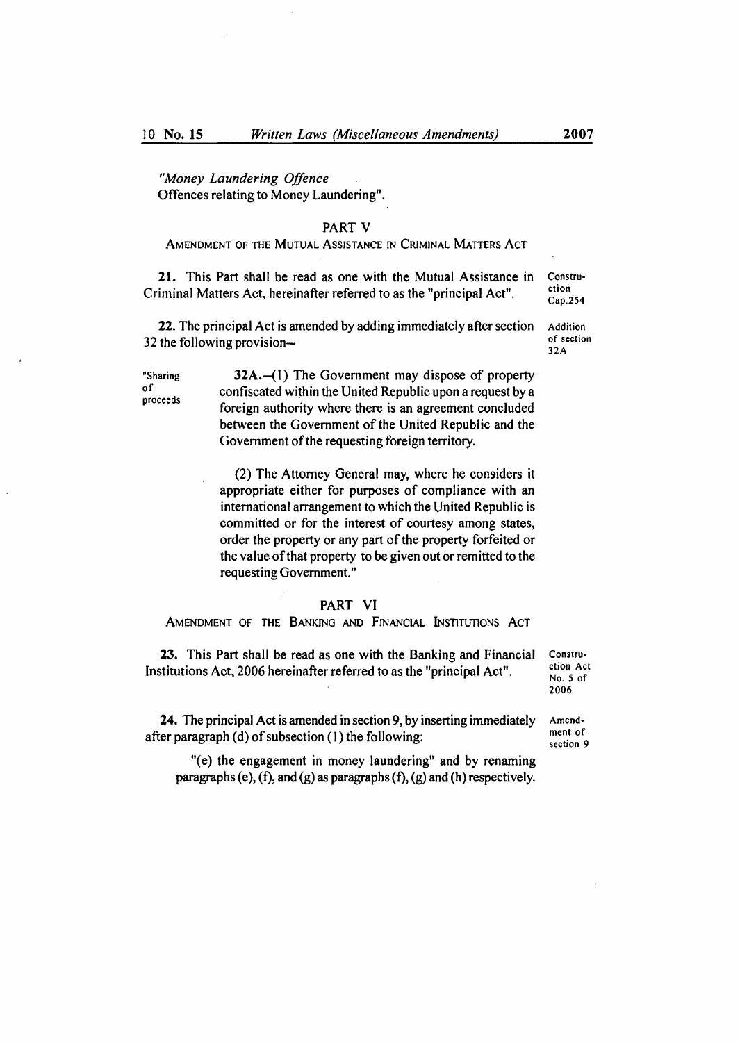*"Money Laundering Offence*
Offences relating to Money Laundering".

## PART V

AMENDMENT OF THE MUTUAL ASSISTANCE IN CRIMINAL MATTERS ACT

Construction Cap.254

**21.** This Part shall be read as one with the Mutual Assistance in Criminal Matters Act, hereinafter referred to as the "principal Act".

Addition of section 32A

**22.** The principal Act is amended by adding immediately after section 32 the following provision–

"Sharing of proceeds

**32A.**–(1) The Government may dispose of property confiscated within the United Republic upon a request by a foreign authority where there is an agreement concluded between the Government of the United Republic and the Government of the requesting foreign territory.

(2) The Attorney General may, where he considers it appropriate either for purposes of compliance with an international arrangement to which the United Republic is committed or for the interest of courtesy among states, order the property or any part of the property forfeited or the value of that property to be given out or remitted to the requesting Government."

## PART VI

AMENDMENT OF THE BANKING AND FINANCIAL INSTITUTIONS ACT

Construction Act No. 5 of 2006

**23.** This Part shall be read as one with the Banking and Financial Institutions Act, 2006 hereinafter referred to as the "principal Act".

Amendment of section 9

**24.** The principal Act is amended in section 9, by inserting immediately after paragraph (d) of subsection (1) the following:

"(e) the engagement in money laundering" and by renaming paragraphs (e), (f), and (g) as paragraphs (f), (g) and (h) respectively.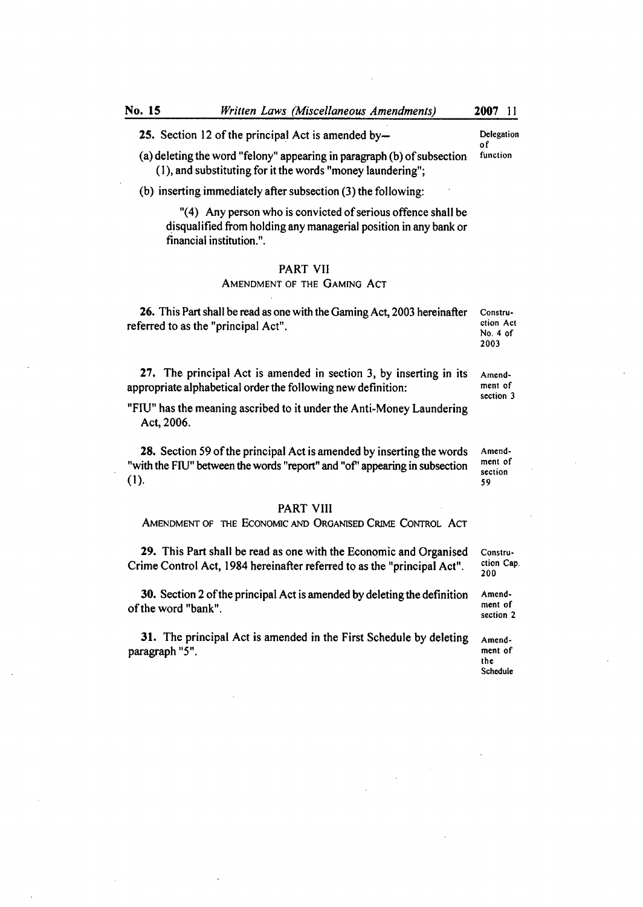**25.** Section 12 of the principal Act is amended by—

Delegation of function

(a) deleting the word "felony" appearing in paragraph (b) of subsection (1), and substituting for it the words "money laundering";

(b) inserting immediately after subsection (3) the following:

> "(4) Any person who is convicted of serious offence shall be disqualified from holding any managerial position in any bank or financial institution.".

## PART VII

### AMENDMENT OF THE GAMING ACT

**26.** This Part shall be read as one with the Gaming Act, 2003 hereinafter referred to as the "principal Act".

Construction Act No. 4 of 2003

**27.** The principal Act is amended in section 3, by inserting in its appropriate alphabetical order the following new definition:

Amendment of section 3

"FIU" has the meaning ascribed to it under the Anti-Money Laundering Act, 2006.

**28.** Section 59 of the principal Act is amended by inserting the words "with the FIU" between the words "report" and "of" appearing in subsection (1).

Amendment of section 59

## PART VIII

### AMENDMENT OF THE ECONOMIC AND ORGANISED CRIME CONTROL ACT

**29.** This Part shall be read as one with the Economic and Organised Crime Control Act, 1984 hereinafter referred to as the "principal Act".

Construction Cap. 200

**30.** Section 2 of the principal Act is amended by deleting the definition of the word "bank".

Amendment of section 2

**31.** The principal Act is amended in the First Schedule by deleting paragraph "5".

Amendment of the Schedule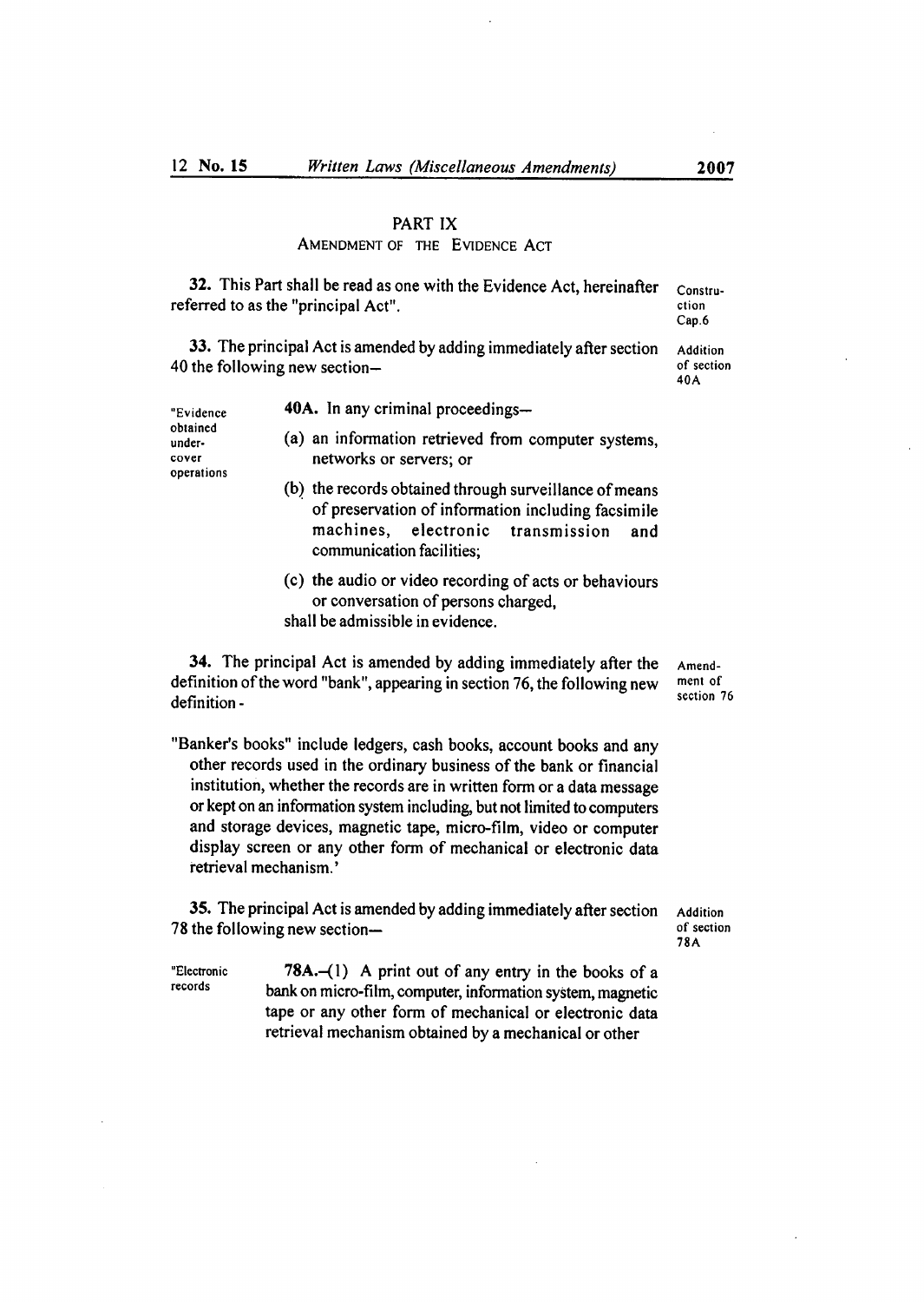## PART IX

### AMENDMENT OF THE EVIDENCE ACT

**32.** This Part shall be read as one with the Evidence Act, hereinafter referred to as the "principal Act". *Construction Cap.6*

**33.** The principal Act is amended by adding immediately after section 40 the following new section– *Addition of section 40A*

"Evidence obtained under-cover operations

**40A.** In any criminal proceedings–

(a) an information retrieved from computer systems, networks or servers; or

(b) the records obtained through surveillance of means of preservation of information including facsimile machines, electronic transmission and communication facilities;

(c) the audio or video recording of acts or behaviours or conversation of persons charged,

shall be admissible in evidence.

**34.** The principal Act is amended by adding immediately after the definition of the word "bank", appearing in section 76, the following new definition - *Amendment of section 76*

"Banker's books" include ledgers, cash books, account books and any other records used in the ordinary business of the bank or financial institution, whether the records are in written form or a data message or kept on an information system including, but not limited to computers and storage devices, magnetic tape, micro-film, video or computer display screen or any other form of mechanical or electronic data retrieval mechanism.'

**35.** The principal Act is amended by adding immediately after section 78 the following new section– *Addition of section 78A*

"Electronic records

**78A.**–(1) A print out of any entry in the books of a bank on micro-film, computer, information system, magnetic tape or any other form of mechanical or electronic data retrieval mechanism obtained by a mechanical or other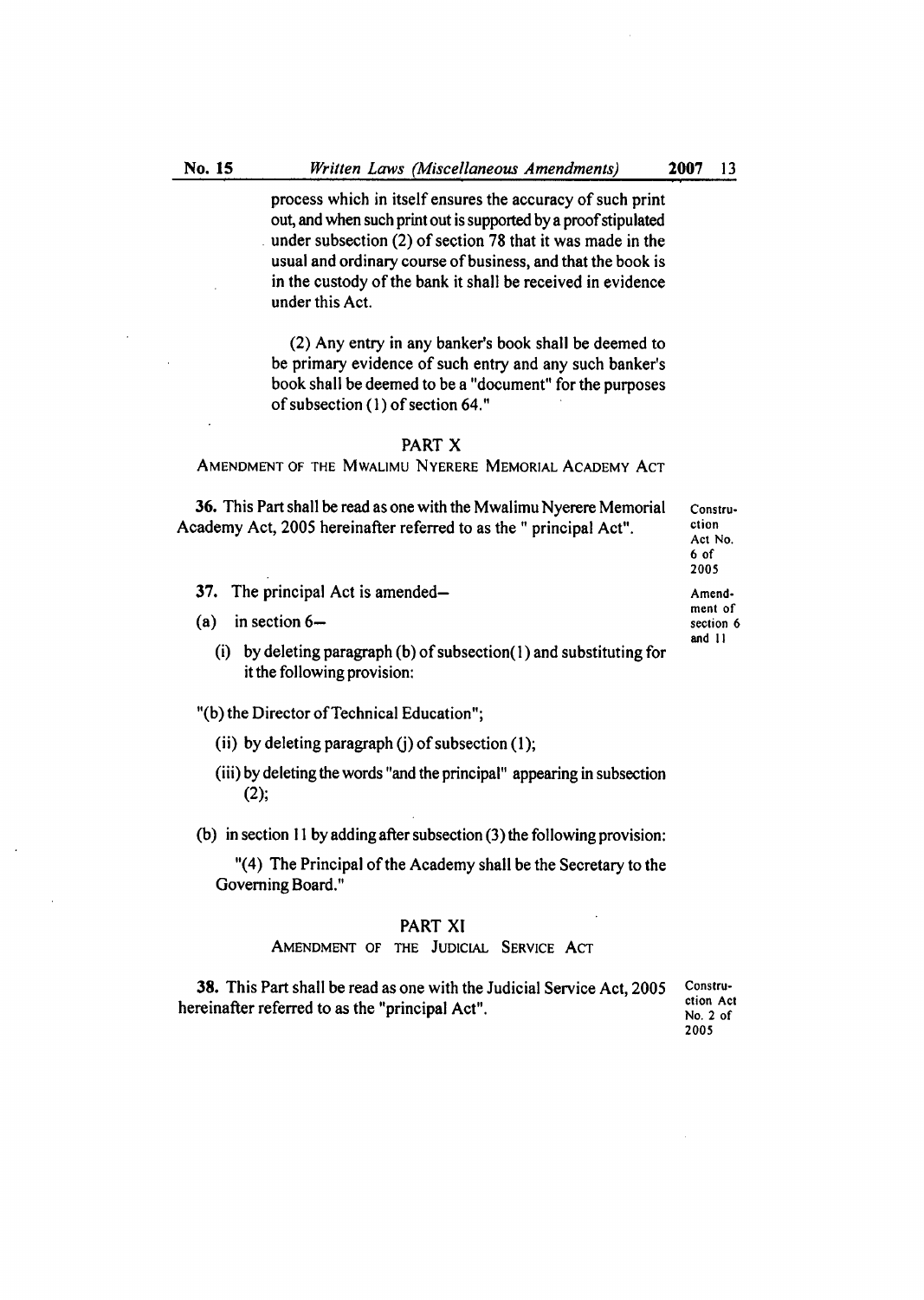process which in itself ensures the accuracy of such print out, and when such print out is supported by a proof stipulated under subsection (2) of section 78 that it was made in the usual and ordinary course of business, and that the book is in the custody of the bank it shall be received in evidence under this Act.

(2) Any entry in any banker's book shall be deemed to be primary evidence of such entry and any such banker's book shall be deemed to be a "document" for the purposes of subsection (1) of section 64."

## PART X

### AMENDMENT OF THE MWALIMU NYERERE MEMORIAL ACADEMY ACT

Construction Act No. 6 of 2005

**36.** This Part shall be read as one with the Mwalimu Nyerere Memorial Academy Act, 2005 hereinafter referred to as the " principal Act".

Amendment of section 6 and 11

**37.** The principal Act is amended–

(a) in section 6–

(i) by deleting paragraph (b) of subsection(1) and substituting for it the following provision:

"(b) the Director of Technical Education";

(ii) by deleting paragraph (j) of subsection (1);

(iii) by deleting the words "and the principal" appearing in subsection (2);

(b) in section 11 by adding after subsection (3) the following provision:

"(4) The Principal of the Academy shall be the Secretary to the Governing Board."

## PART XI

### AMENDMENT OF THE JUDICIAL SERVICE ACT

Construction Act No. 2 of 2005

**38.** This Part shall be read as one with the Judicial Service Act, 2005 hereinafter referred to as the "principal Act".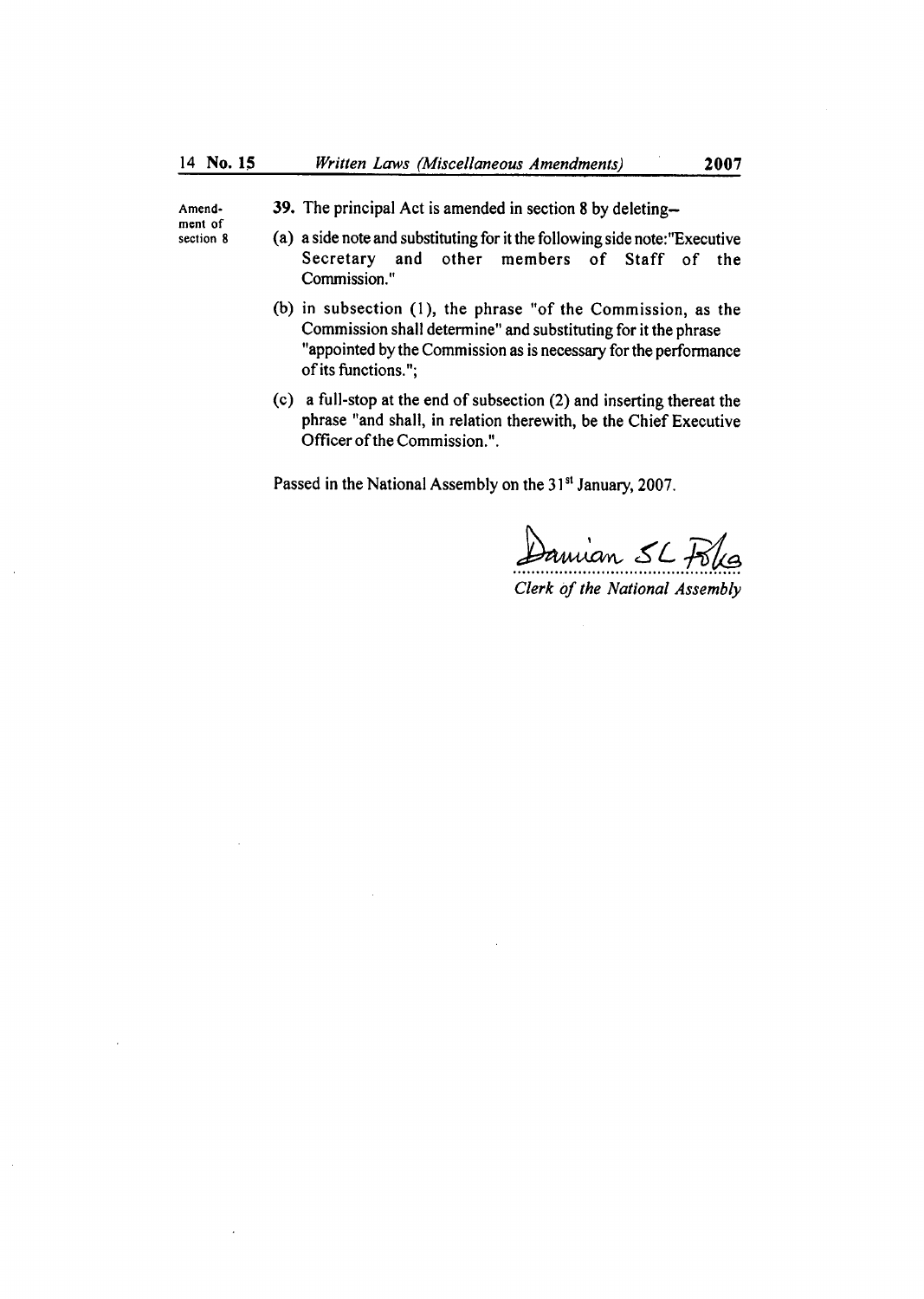Amendment of section 8

**39.** The principal Act is amended in section 8 by deleting–

(a) a side note and substituting for it the following side note:"Executive Secretary and other members of Staff of the Commission."

(b) in subsection (1), the phrase "of the Commission, as the Commission shall determine" and substituting for it the phrase "appointed by the Commission as is necessary for the performance of its functions.";

(c) a full-stop at the end of subsection (2) and inserting thereat the phrase "and shall, in relation therewith, be the Chief Executive Officer of the Commission.".

Passed in the National Assembly on the 31st January, 2007.

Damian SL Foka

*Clerk of the National Assembly*